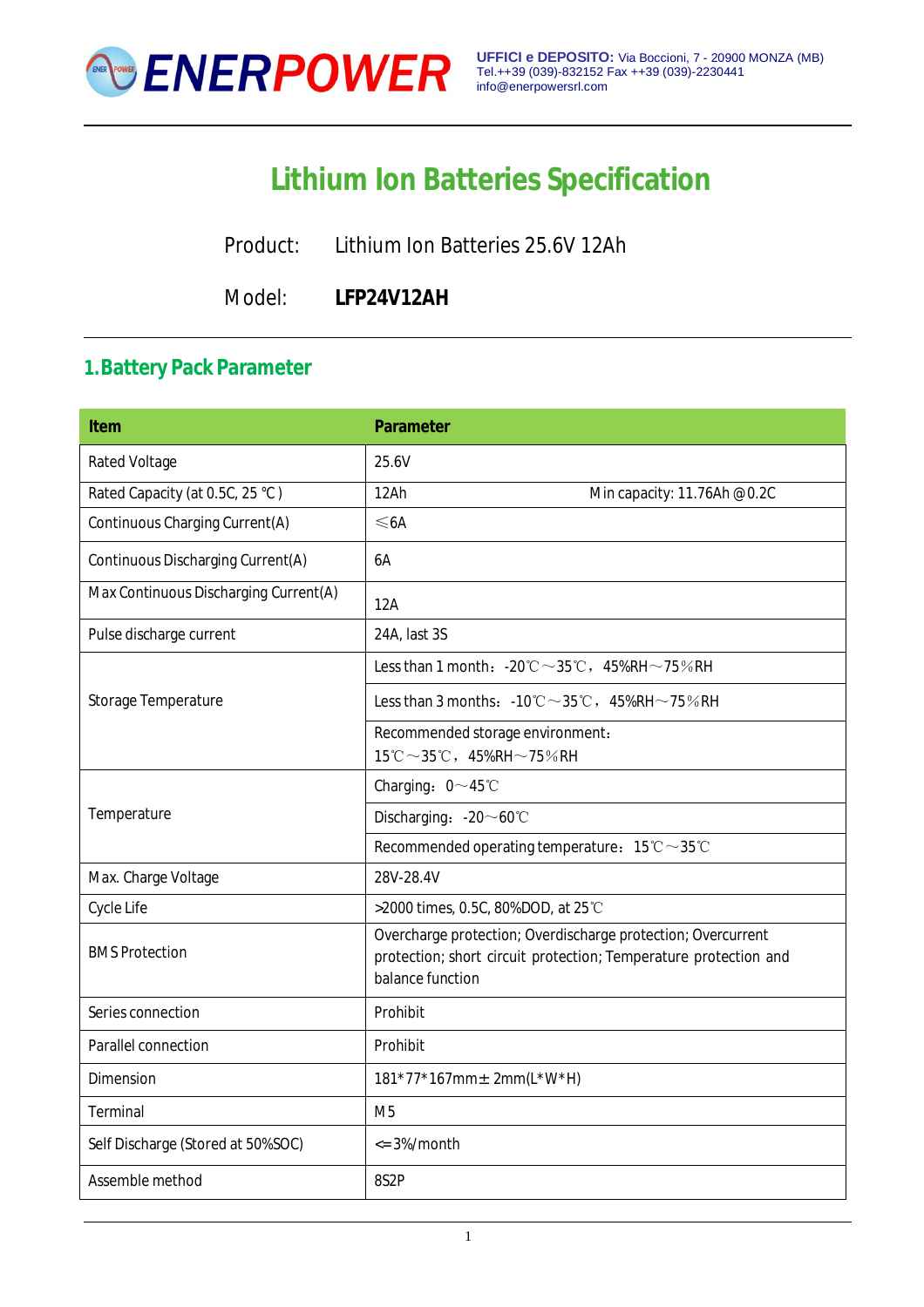ENERPOWER

UFFICI e DEPOSITO: Via Boccioni, 7 - 20900 MONZA (MB)
Tel.++39 (039)-832152 Fax ++39 (039)-2230441
info@enerpowersrl.com

# Lithium Ion Batteries Specification

Product: Lithium Ion Batteries 25.6V 12Ah

Model: **LFP24V12AH**

## 1. Battery Pack Parameter

| Item | Parameter |
|---|---|
| Rated Voltage | 25.6V |
| Rated Capacity (at 0.5C, 25 ℃) | 12Ah Min capacity: 11.76Ah @0.2C |
| Continuous Charging Current(A) | ≤6A |
| Continuous Discharging Current(A) | 6A |
| Max Continuous Discharging Current(A) | 12A |
| Pulse discharge current | 24A, last 3S |
| Storage Temperature | Less than 1 month：-20℃～35℃，45%RH～75%RH |
| | Less than 3 months：-10℃～35℃，45%RH～75%RH |
| | Recommended storage environment：15℃～35℃，45%RH～75%RH |
| Temperature | Charging：0～45℃ |
| | Discharging：-20～60℃ |
| | Recommended operating temperature：15℃～35℃ |
| Max. Charge Voltage | 28V-28.4V |
| Cycle Life | >2000 times, 0.5C, 80%DOD, at 25℃ |
| BMS Protection | Overcharge protection; Overdischarge protection; Overcurrent protection; short circuit protection; Temperature protection and balance function |
| Series connection | Prohibit |
| Parallel connection | Prohibit |
| Dimension | 181*77*167mm± 2mm(L*W*H) |
| Terminal | M5 |
| Self Discharge (Stored at 50%SOC) | <=3%/month |
| Assemble method | 8S2P |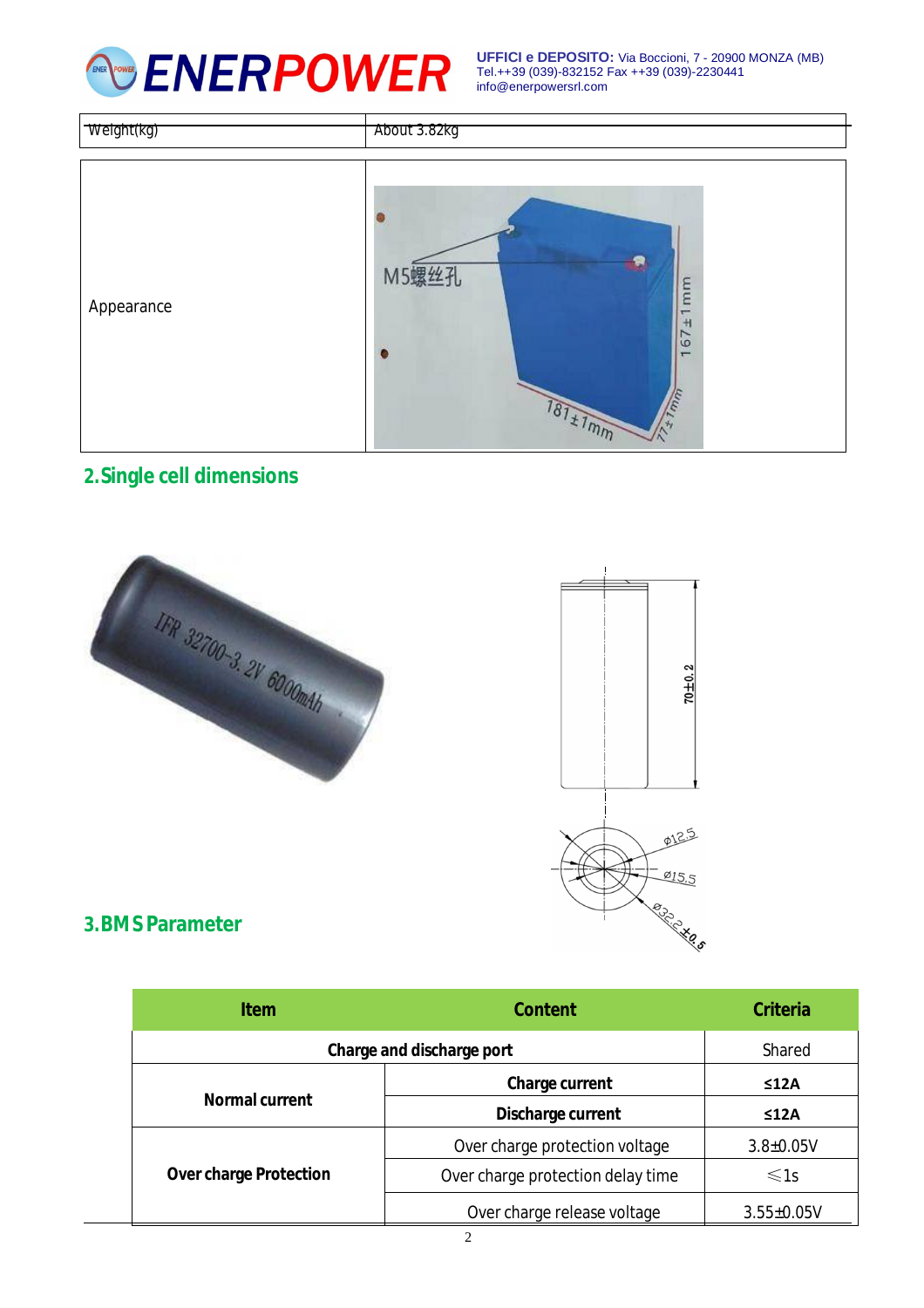| Weight(kg) | About 3.82kg |
|---|---|

| Appearance | |
|---|---|

## 2.Single cell dimensions

## 3.BMS Parameter

| Item | Content | Criteria |
|---|---|---|
| **Charge and discharge port** | | Shared |
| **Normal current** | **Charge current** | **≤12A** |
| | **Discharge current** | **≤12A** |
| **Over charge Protection** | Over charge protection voltage | 3.8±0.05V |
| | Over charge protection delay time | ≤1s |
| | Over charge release voltage | 3.55±0.05V |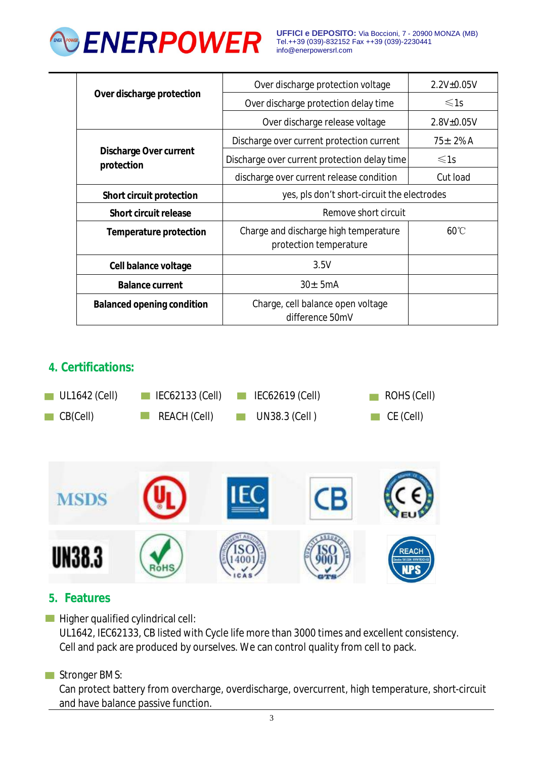| | | |
|---|---|---|
| **Over discharge protection** | Over discharge protection voltage | 2.2V±0.05V |
| | Over discharge protection delay time | ≤1s |
| | Over discharge release voltage | 2.8V±0.05V |
| **Discharge Over current protection** | Discharge over current protection current | 75± 2% A |
| | Discharge over current protection delay time | ≤1s |
| | discharge over current release condition | Cut load |
| **Short circuit protection** | yes, pls don't short-circuit the electrodes | |
| **Short circuit release** | Remove short circuit | |
| **Temperature protection** | Charge and discharge high temperature protection temperature | 60℃ |
| **Cell balance voltage** | 3.5V | |
| **Balance current** | 30± 5mA | |
| **Balanced opening condition** | Charge, cell balance open voltage difference 50mV | |

## 4. Certifications:

- UL1642 (Cell)
- IEC62133 (Cell)
- IEC62619 (Cell)
- ROHS (Cell)
- CB(Cell)
- REACH (Cell)
- UN38.3 (Cell )
- CE (Cell)

MSDS UL IEC CB CE UN38.3 RoHS ISO 14001 ISO 9001 REACH

## 5. Features

- Higher qualified cylindrical cell:
  UL1642, IEC62133, CB listed with Cycle life more than 3000 times and excellent consistency.
  Cell and pack are produced by ourselves. We can control quality from cell to pack.

- Stronger BMS:
  Can protect battery from overcharge, overdischarge, overcurrent, high temperature, short-circuit and have balance passive function.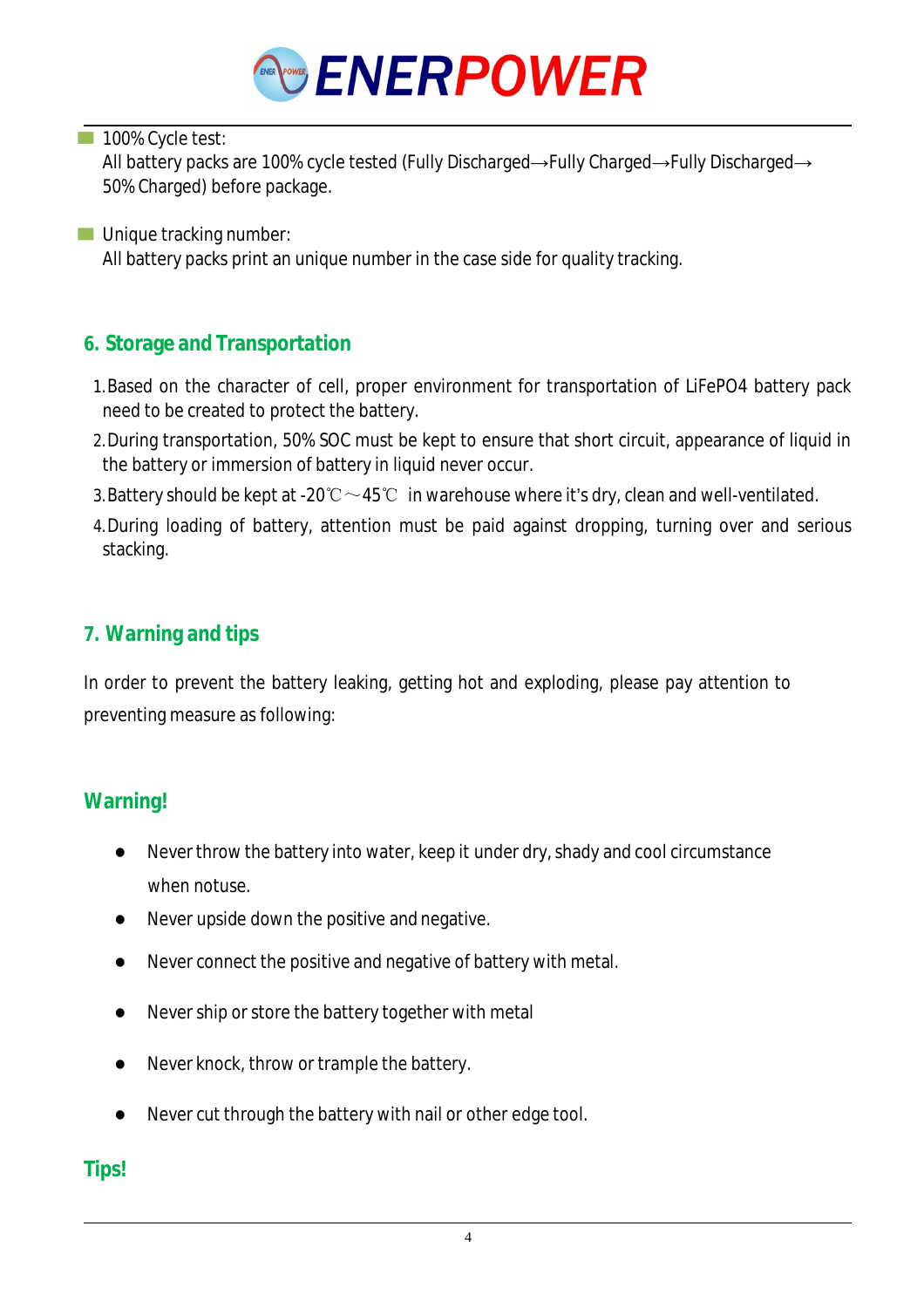- 100% Cycle test:
  All battery packs are 100% cycle tested (Fully Discharged→Fully Charged→Fully Discharged→ 50% Charged) before package.

- Unique tracking number:
  All battery packs print an unique number in the case side for quality tracking.

## 6. Storage and Transportation

1. Based on the character of cell, proper environment for transportation of LiFePO4 battery pack need to be created to protect the battery.
2. During transportation, 50% SOC must be kept to ensure that short circuit, appearance of liquid in the battery or immersion of battery in liquid never occur.
3. Battery should be kept at -20℃～45℃ in warehouse where it's dry, clean and well-ventilated.
4. During loading of battery, attention must be paid against dropping, turning over and serious stacking.

## 7. Warning and tips

In order to prevent the battery leaking, getting hot and exploding, please pay attention to preventing measure as following:

### Warning!

- Never throw the battery into water, keep it under dry, shady and cool circumstance when notuse.
- Never upside down the positive and negative.
- Never connect the positive and negative of battery with metal.
- Never ship or store the battery together with metal
- Never knock, throw or trample the battery.
- Never cut through the battery with nail or other edge tool.

### Tips!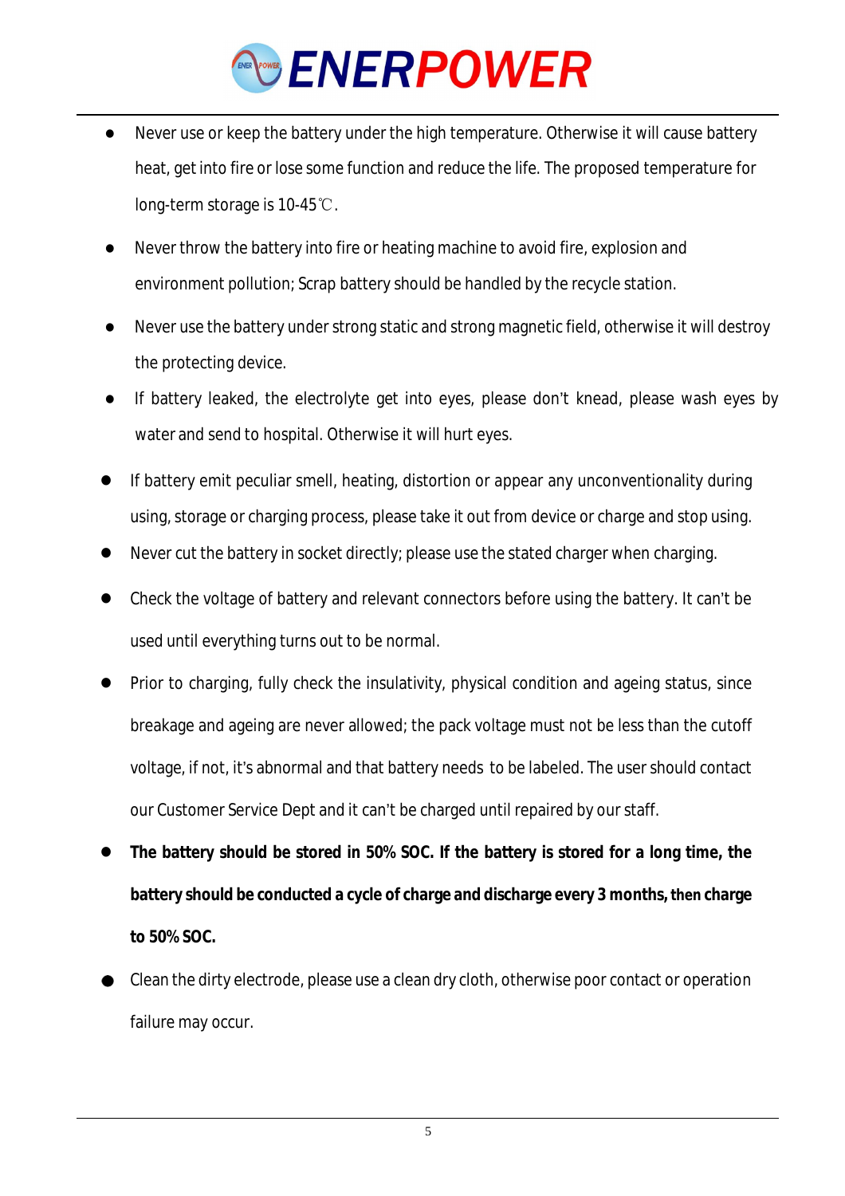- Never use or keep the battery under the high temperature. Otherwise it will cause battery heat, get into fire or lose some function and reduce the life. The proposed temperature for long-term storage is 10-45℃.
- Never throw the battery into fire or heating machine to avoid fire, explosion and environment pollution; Scrap battery should be handled by the recycle station.
- Never use the battery under strong static and strong magnetic field, otherwise it will destroy the protecting device.
- If battery leaked, the electrolyte get into eyes, please don't knead, please wash eyes by water and send to hospital. Otherwise it will hurt eyes.
- If battery emit peculiar smell, heating, distortion or appear any unconventionality during using, storage or charging process, please take it out from device or charge and stop using.
- Never cut the battery in socket directly; please use the stated charger when charging.
- Check the voltage of battery and relevant connectors before using the battery. It can't be used until everything turns out to be normal.
- Prior to charging, fully check the insulativity, physical condition and ageing status, since breakage and ageing are never allowed; the pack voltage must not be less than the cutoff voltage, if not, it's abnormal and that battery needs to be labeled. The user should contact our Customer Service Dept and it can't be charged until repaired by our staff.
- **The battery should be stored in 50% SOC. If the battery is stored for a long time, the battery should be conducted a cycle of charge and discharge every 3 months, then charge to 50% SOC.**
- Clean the dirty electrode, please use a clean dry cloth, otherwise poor contact or operation failure may occur.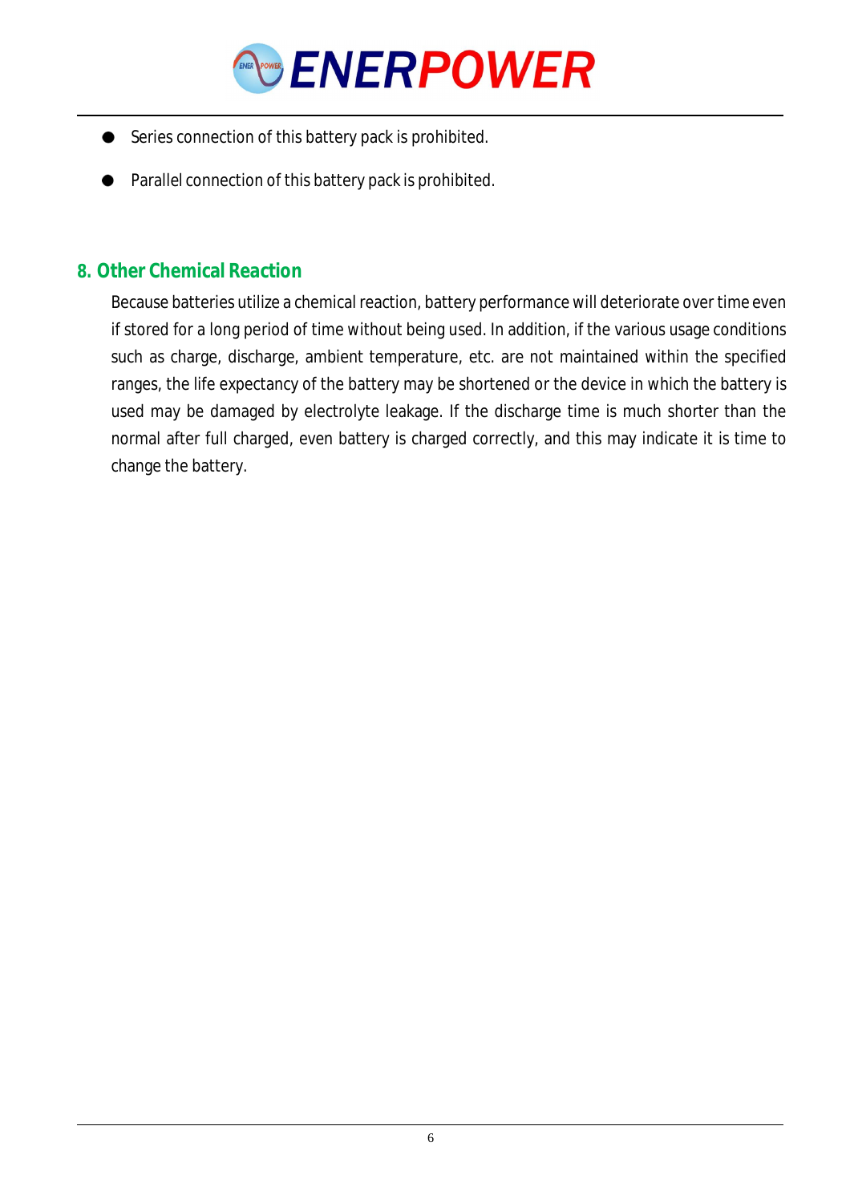- Series connection of this battery pack is prohibited.
- Parallel connection of this battery pack is prohibited.

## 8. Other Chemical Reaction

Because batteries utilize a chemical reaction, battery performance will deteriorate over time even if stored for a long period of time without being used. In addition, if the various usage conditions such as charge, discharge, ambient temperature, etc. are not maintained within the specified ranges, the life expectancy of the battery may be shortened or the device in which the battery is used may be damaged by electrolyte leakage. If the discharge time is much shorter than the normal after full charged, even battery is charged correctly, and this may indicate it is time to change the battery.